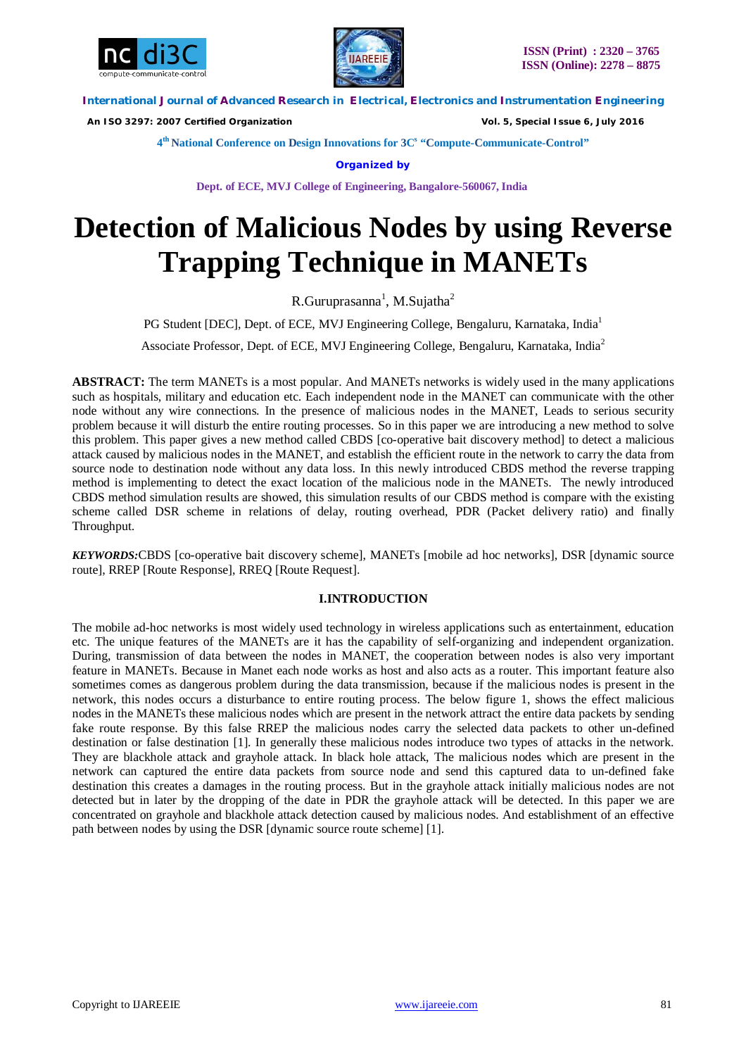# Detection of Malicious Nodes by using Reverse Trapping Technique in MANETs

R.Guruprasanna[1], M.Sujatha[2]

PG Student [DEC], Dept. of ECE, MVJ Engineering College, Bengaluru, Karnataka, India[1]

Associate Professor, Dept. of ECE, MVJ Engineering College, Bengaluru, Karnataka, India[2]

**ABSTRACT:** The term MANETs is a most popular. And MANETs networks is widely used in the many applications such as hospitals, military and education etc. Each independent node in the MANET can communicate with the other node without any wire connections. In the presence of malicious nodes in the MANET, Leads to serious security problem because it will disturb the entire routing processes. So in this paper we are introducing a new method to solve this problem. This paper gives a new method called CBDS [co-operative bait discovery method] to detect a malicious attack caused by malicious nodes in the MANET, and establish the efficient route in the network to carry the data from source node to destination node without any data loss. In this newly introduced CBDS method the reverse trapping method is implementing to detect the exact location of the malicious node in the MANETs. The newly introduced CBDS method simulation results are showed, this simulation results of our CBDS method is compare with the existing scheme called DSR scheme in relations of delay, routing overhead, PDR (Packet delivery ratio) and finally Throughput.

***KEYWORDS:***CBDS [co-operative bait discovery scheme], MANETs [mobile ad hoc networks], DSR [dynamic source route], RREP [Route Response], RREQ [Route Request].

## I.INTRODUCTION

The mobile ad-hoc networks is most widely used technology in wireless applications such as entertainment, education etc. The unique features of the MANETs are it has the capability of self-organizing and independent organization. During, transmission of data between the nodes in MANET, the cooperation between nodes is also very important feature in MANETs. Because in Manet each node works as host and also acts as a router. This important feature also sometimes comes as dangerous problem during the data transmission, because if the malicious nodes is present in the network, this nodes occurs a disturbance to entire routing process. The below figure 1, shows the effect malicious nodes in the MANETs these malicious nodes which are present in the network attract the entire data packets by sending fake route response. By this false RREP the malicious nodes carry the selected data packets to other un-defined destination or false destination [1]. In generally these malicious nodes introduce two types of attacks in the network. They are blackhole attack and grayhole attack. In black hole attack, The malicious nodes which are present in the network can captured the entire data packets from source node and send this captured data to un-defined fake destination this creates a damages in the routing process. But in the grayhole attack initially malicious nodes are not detected but in later by the dropping of the date in PDR the grayhole attack will be detected. In this paper we are concentrated on grayhole and blackhole attack detection caused by malicious nodes. And establishment of an effective path between nodes by using the DSR [dynamic source route scheme] [1].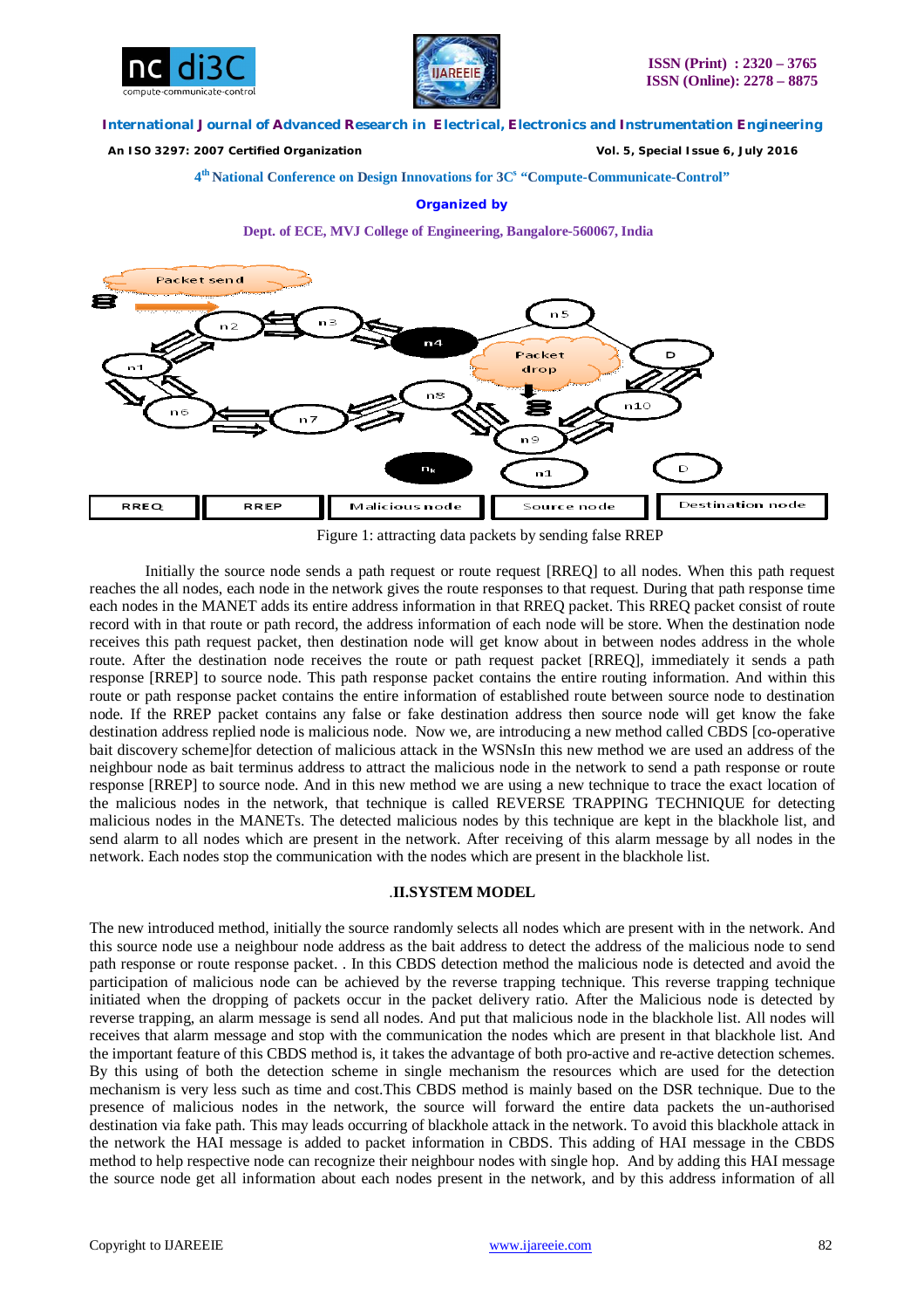Figure 1: attracting data packets by sending false RREP

Initially the source node sends a path request or route request [RREQ] to all nodes. When this path request reaches the all nodes, each node in the network gives the route responses to that request. During that path response time each nodes in the MANET adds its entire address information in that RREQ packet. This RREQ packet consist of route record with in that route or path record, the address information of each node will be store. When the destination node receives this path request packet, then destination node will get know about in between nodes address in the whole route. After the destination node receives the route or path request packet [RREQ], immediately it sends a path response [RREP] to source node. This path response packet contains the entire routing information. And within this route or path response packet contains the entire information of established route between source node to destination node. If the RREP packet contains any false or fake destination address then source node will get know the fake destination address replied node is malicious node. Now we, are introducing a new method called CBDS [co-operative bait discovery scheme]for detection of malicious attack in the WSNsIn this new method we are used an address of the neighbour node as bait terminus address to attract the malicious node in the network to send a path response or route response [RREP] to source node. And in this new method we are using a new technique to trace the exact location of the malicious nodes in the network, that technique is called REVERSE TRAPPING TECHNIQUE for detecting malicious nodes in the MANETs. The detected malicious nodes by this technique are kept in the blackhole list, and send alarm to all nodes which are present in the network. After receiving of this alarm message by all nodes in the network. Each nodes stop the communication with the nodes which are present in the blackhole list.

## .II.SYSTEM MODEL

The new introduced method, initially the source randomly selects all nodes which are present with in the network. And this source node use a neighbour node address as the bait address to detect the address of the malicious node to send path response or route response packet. . In this CBDS detection method the malicious node is detected and avoid the participation of malicious node can be achieved by the reverse trapping technique. This reverse trapping technique initiated when the dropping of packets occur in the packet delivery ratio. After the Malicious node is detected by reverse trapping, an alarm message is send all nodes. And put that malicious node in the blackhole list. All nodes will receives that alarm message and stop with the communication the nodes which are present in that blackhole list. And the important feature of this CBDS method is, it takes the advantage of both pro-active and re-active detection schemes. By this using of both the detection scheme in single mechanism the resources which are used for the detection mechanism is very less such as time and cost.This CBDS method is mainly based on the DSR technique. Due to the presence of malicious nodes in the network, the source will forward the entire data packets the un-authorised destination via fake path. This may leads occurring of blackhole attack in the network. To avoid this blackhole attack in the network the HAI message is added to packet information in CBDS. This adding of HAI message in the CBDS method to help respective node can recognize their neighbour nodes with single hop. And by adding this HAI message the source node get all information about each nodes present in the network, and by this address information of all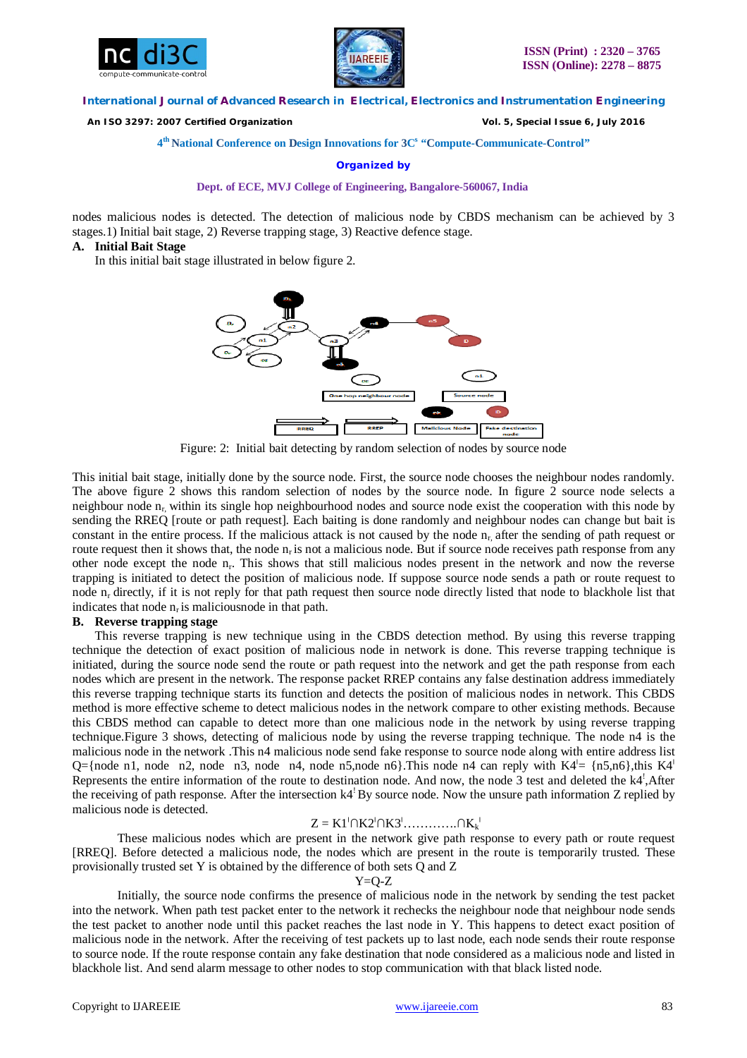nodes malicious nodes is detected. The detection of malicious node by CBDS mechanism can be achieved by 3 stages.1) Initial bait stage, 2) Reverse trapping stage, 3) Reactive defence stage.

**A. Initial Bait Stage**

In this initial bait stage illustrated in below figure 2.

Figure: 2: Initial bait detecting by random selection of nodes by source node

This initial bait stage, initially done by the source node. First, the source node chooses the neighbour nodes randomly. The above figure 2 shows this random selection of nodes by the source node. In figure 2 source node selects a neighbour node $n_r$, within its single hop neighbourhood nodes and source node exist the cooperation with this node by sending the RREQ [route or path request]. Each baiting is done randomly and neighbour nodes can change but bait is constant in the entire process. If the malicious attack is not caused by the node $n_r$, after the sending of path request or route request then it shows that, the node $n_r$ is not a malicious node. But if source node receives path response from any other node except the node $n_r$. This shows that still malicious nodes present in the network and now the reverse trapping is initiated to detect the position of malicious node. If suppose source node sends a path or route request to node $n_r$ directly, if it is not reply for that path request then source node directly listed that node to blackhole list that indicates that node $n_r$ is maliciousnode in that path.

**B. Reverse trapping stage**

This reverse trapping is new technique using in the CBDS detection method. By using this reverse trapping technique the detection of exact position of malicious node in network is done. This reverse trapping technique is initiated, during the source node send the route or path request into the network and get the path response from each nodes which are present in the network. The response packet RREP contains any false destination address immediately this reverse trapping technique starts its function and detects the position of malicious nodes in network. This CBDS method is more effective scheme to detect malicious nodes in the network compare to other existing methods. Because this CBDS method can capable to detect more than one malicious node in the network by using reverse trapping technique.Figure 3 shows, detecting of malicious node by using the reverse trapping technique. The node n4 is the malicious node in the network .This n4 malicious node send fake response to source node along with entire address list Q={node n1, node n2, node n3, node n4, node n5,node n6}.This node n4 can reply with $K4^{l}$= {n5,n6},this $K4^{l}$ Represents the entire information of the route to destination node. And now, the node 3 test and deleted the $k4^{l}$,After the receiving of path response. After the intersection $k4^{l}$ By source node. Now the unsure path information Z replied by malicious node is detected.

$$Z = K1^{l} \cap K2^{l} \cap K3^{l} \ldots\ldots\ldots\ldots \cap K_k^{l}$$

These malicious nodes which are present in the network give path response to every path or route request [RREQ]. Before detected a malicious node, the nodes which are present in the route is temporarily trusted. These provisionally trusted set Y is obtained by the difference of both sets Q and Z

$$Y = Q - Z$$

Initially, the source node confirms the presence of malicious node in the network by sending the test packet into the network. When path test packet enter to the network it rechecks the neighbour node that neighbour node sends the test packet to another node until this packet reaches the last node in Y. This happens to detect exact position of malicious node in the network. After the receiving of test packets up to last node, each node sends their route response to source node. If the route response contain any fake destination that node considered as a malicious node and listed in blackhole list. And send alarm message to other nodes to stop communication with that black listed node.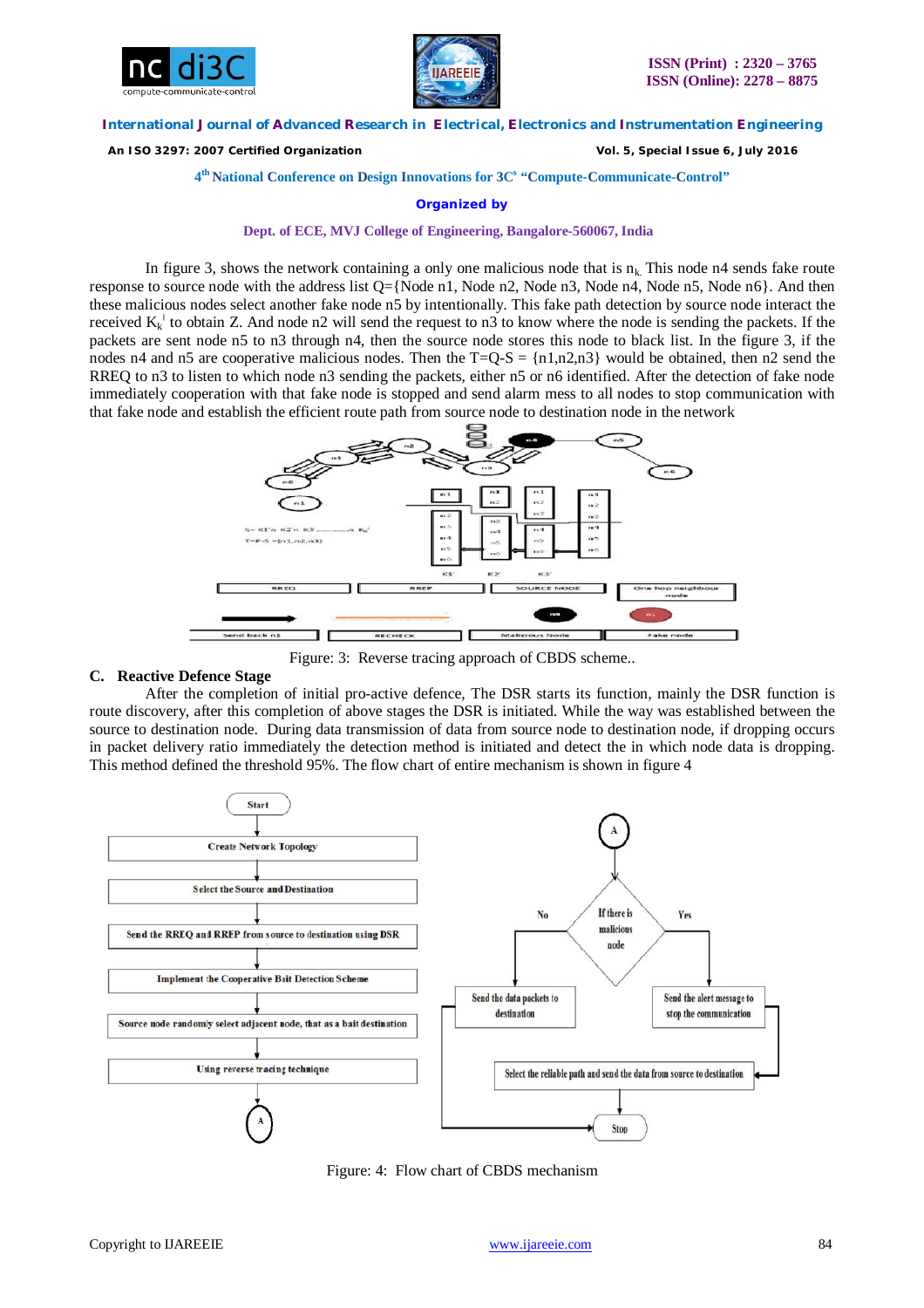In figure 3, shows the network containing a only one malicious node that is $n_k$. This node n4 sends fake route response to source node with the address list Q={Node n1, Node n2, Node n3, Node n4, Node n5, Node n6}. And then these malicious nodes select another fake node n5 by intentionally. This fake path detection by source node interact the received $K_k^{'}$ to obtain Z. And node n2 will send the request to n3 to know where the node is sending the packets. If the packets are sent node n5 to n3 through n4, then the source node stores this node to black list. In the figure 3, if the nodes n4 and n5 are cooperative malicious nodes. Then the T=Q-S = {n1,n2,n3} would be obtained, then n2 send the RREQ to n3 to listen to which node n3 sending the packets, either n5 or n6 identified. After the detection of fake node immediately cooperation with that fake node is stopped and send alarm mess to all nodes to stop communication with that fake node and establish the efficient route path from source node to destination node in the network

Figure: 3: Reverse tracing approach of CBDS scheme..

### C. Reactive Defence Stage

After the completion of initial pro-active defence, The DSR starts its function, mainly the DSR function is route discovery, after this completion of above stages the DSR is initiated. While the way was established between the source to destination node. During data transmission of data from source node to destination node, if dropping occurs in packet delivery ratio immediately the detection method is initiated and detect the in which node data is dropping. This method defined the threshold 95%. The flow chart of entire mechanism is shown in figure 4

Figure: 4: Flow chart of CBDS mechanism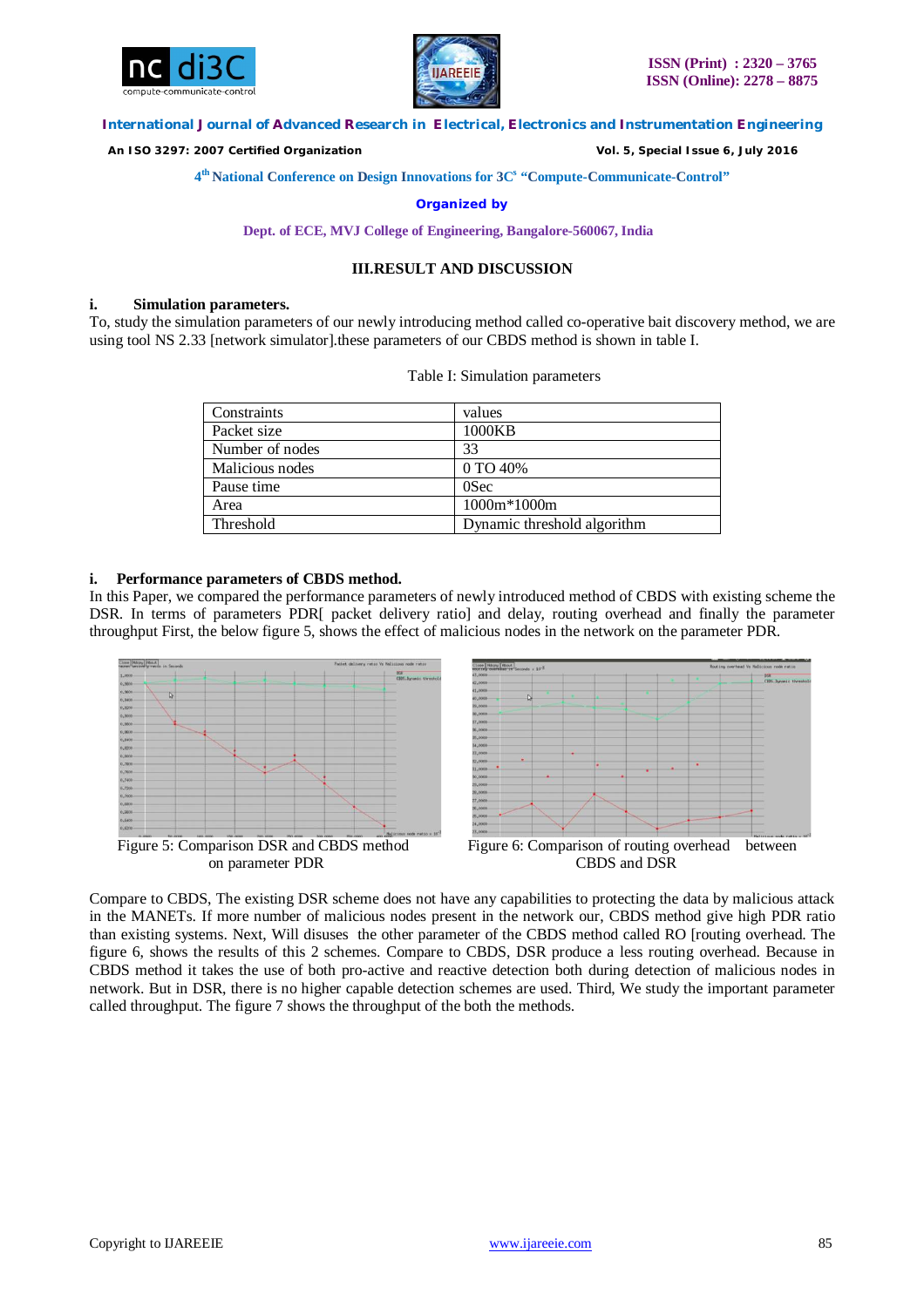## III.RESULT AND DISCUSSION

### i. Simulation parameters.

To, study the simulation parameters of our newly introducing method called co-operative bait discovery method, we are using tool NS 2.33 [network simulator].these parameters of our CBDS method is shown in table I.

Table I: Simulation parameters

| Constraints | values |
|---|---|
| Packet size | 1000KB |
| Number of nodes | 33 |
| Malicious nodes | 0 TO 40% |
| Pause time | 0Sec |
| Area | 1000m*1000m |
| Threshold | Dynamic threshold algorithm |

### i. Performance parameters of CBDS method.

In this Paper, we compared the performance parameters of newly introduced method of CBDS with existing scheme the DSR. In terms of parameters PDR[ packet delivery ratio] and delay, routing overhead and finally the parameter throughput First, the below figure 5, shows the effect of malicious nodes in the network on the parameter PDR.

Figure 5: Comparison DSR and CBDS method on parameter PDR

Figure 6: Comparison of routing overhead between CBDS and DSR

Compare to CBDS, The existing DSR scheme does not have any capabilities to protecting the data by malicious attack in the MANETs. If more number of malicious nodes present in the network our, CBDS method give high PDR ratio than existing systems. Next, Will disuses the other parameter of the CBDS method called RO [routing overhead. The figure 6, shows the results of this 2 schemes. Compare to CBDS, DSR produce a less routing overhead. Because in CBDS method it takes the use of both pro-active and reactive detection both during detection of malicious nodes in network. But in DSR, there is no higher capable detection schemes are used. Third, We study the important parameter called throughput. The figure 7 shows the throughput of the both the methods.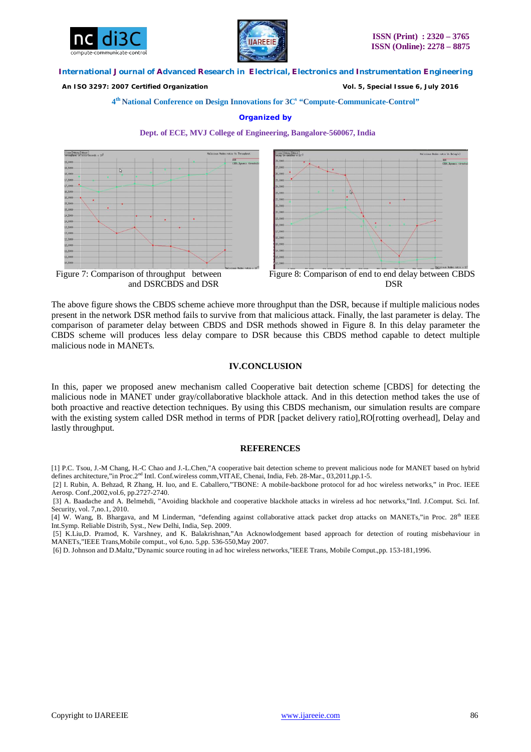Figure 7: Comparison of throughput between and DSRCBDS and DSR

Figure 8: Comparison of end to end delay between CBDS DSR

The above figure shows the CBDS scheme achieve more throughput than the DSR, because if multiple malicious nodes present in the network DSR method fails to survive from that malicious attack. Finally, the last parameter is delay. The comparison of parameter delay between CBDS and DSR methods showed in Figure 8. In this delay parameter the CBDS scheme will produces less delay compare to DSR because this CBDS method capable to detect multiple malicious node in MANETs.

## IV.CONCLUSION

In this, paper we proposed anew mechanism called Cooperative bait detection scheme [CBDS] for detecting the malicious node in MANET under gray/collaborative blackhole attack. And in this detection method takes the use of both proactive and reactive detection techniques. By using this CBDS mechanism, our simulation results are compare with the existing system called DSR method in terms of PDR [packet delivery ratio],RO[rotting overhead], Delay and lastly throughput.

## REFERENCES

[1] P.C. Tsou, J.-M Chang, H.-C Chao and J.-L.Chen,"A cooperative bait detection scheme to prevent malicious node for MANET based on hybrid defines architecture,"in Proc.2nd Intl. Conf.wireless comm,VITAE, Chenai, India, Feb. 28-Mar., 03,2011,pp.1-5.

[2] I. Rubin, A. Behzad, R Zhang, H. luo, and E. Caballero,"TBONE: A mobile-backbone protocol for ad hoc wireless networks," in Proc. IEEE Aerosp. Conf.,2002,vol.6, pp.2727-2740.

[3] A. Baadache and A. Belmehdi, "Avoiding blackhole and cooperative blackhole attacks in wireless ad hoc networks,"Intl. J.Comput. Sci. Inf. Security, vol. 7,no.1, 2010.

[4] W. Wang, B. Bhargava, and M Linderman, "defending against collaborative attack packet drop attacks on MANETs,"in Proc. 28th IEEE Int.Symp. Reliable Distrib, Syst., New Delhi, India, Sep. 2009.

[5] K.Liu,D. Pramod, K. Varshney, and K. Balakrishnan,"An Acknowledgement based approach for detection of routing misbehaviour in MANETs,"IEEE Trans,Mobile comput., vol 6,no. 5,pp. 536-550,May 2007.

[6] D. Johnson and D.Maltz,"Dynamic source routing in ad hoc wireless networks,"IEEE Trans, Mobile Comput.,pp. 153-181,1996.